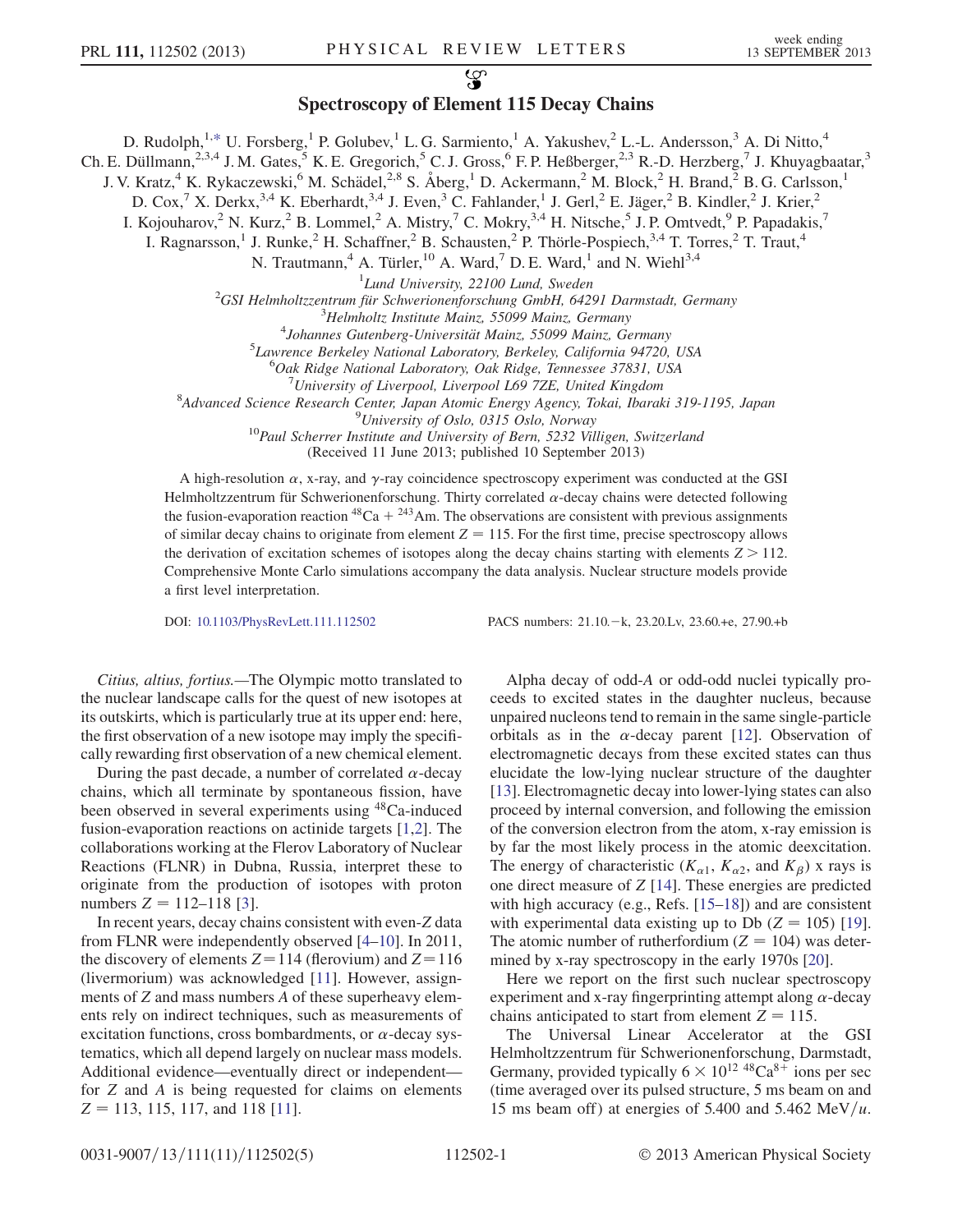# Spectroscopy of Element 115 Decay Chains

D. Rudolph,[1,*] U. Forsberg,[1] P. Golubev,[1] L. G. Sarmiento,[1] A. Yakushev,[2] L.-L. Andersson,[3] A. Di Nitto,[4] Ch. E. Düllmann,[2,3,4] J. M. Gates,[5] K. E. Gregorich,[5] C. J. Gross,[6] F. P. Heßberger,[2,3] R.-D. Herzberg,[7] J. Khuyagbaatar,[3] J. V. Kratz,[4] K. Rykaczewski,[6] M. Schädel,[2,8] S. Åberg,[1] D. Ackermann,[2] M. Block,[2] H. Brand,[2] B. G. Carlsson,[1] D. Cox,[7] X. Derkx,[3,4] K. Eberhardt,[3,4] J. Even,[3] C. Fahlander,[1] J. Gerl,[2] E. Jäger,[2] B. Kindler,[2] J. Krier,[2] I. Kojouharov,[2] N. Kurz,[2] B. Lommel,[2] A. Mistry,[7] C. Mokry,[3,4] H. Nitsche,[5] J. P. Omtvedt,[9] P. Papadakis,[7] I. Ragnarsson,[1] J. Runke,[2] H. Schaffner,[2] B. Schausten,[2] P. Thörle-Pospiech,[3,4] T. Torres,[2] T. Traut,[4] N. Trautmann,[4] A. Türler,[10] A. Ward,[7] D. E. Ward,[1] and N. Wiehl[3,4]

[1]*Lund University, 22100 Lund, Sweden*
[2]*GSI Helmholtzzentrum für Schwerionenforschung GmbH, 64291 Darmstadt, Germany*
[3]*Helmholtz Institute Mainz, 55099 Mainz, Germany*
[4]*Johannes Gutenberg-Universität Mainz, 55099 Mainz, Germany*
[5]*Lawrence Berkeley National Laboratory, Berkeley, California 94720, USA*
[6]*Oak Ridge National Laboratory, Oak Ridge, Tennessee 37831, USA*
[7]*University of Liverpool, Liverpool L69 7ZE, United Kingdom*
[8]*Advanced Science Research Center, Japan Atomic Energy Agency, Tokai, Ibaraki 319-1195, Japan*
[9]*University of Oslo, 0315 Oslo, Norway*
[10]*Paul Scherrer Institute and University of Bern, 5232 Villigen, Switzerland*

(Received 11 June 2013; published 10 September 2013)

A high-resolution $\alpha$, x-ray, and $\gamma$-ray coincidence spectroscopy experiment was conducted at the GSI Helmholtzzentrum für Schwerionenforschung. Thirty correlated $\alpha$-decay chains were detected following the fusion-evaporation reaction $^{48}$Ca + $^{243}$Am. The observations are consistent with previous assignments of similar decay chains to originate from element $Z = 115$. For the first time, precise spectroscopy allows the derivation of excitation schemes of isotopes along the decay chains starting with elements $Z > 112$. Comprehensive Monte Carlo simulations accompany the data analysis. Nuclear structure models provide a first level interpretation.

DOI: 10.1103/PhysRevLett.111.112502 PACS numbers: 21.10.−k, 23.20.Lv, 23.60.+e, 27.90.+b

*Citius, altius, fortius.*—The Olympic motto translated to the nuclear landscape calls for the quest of new isotopes at its outskirts, which is particularly true at its upper end: here, the first observation of a new isotope may imply the specifically rewarding first observation of a new chemical element.

During the past decade, a number of correlated $\alpha$-decay chains, which all terminate by spontaneous fission, have been observed in several experiments using $^{48}$Ca-induced fusion-evaporation reactions on actinide targets [1,2]. The collaborations working at the Flerov Laboratory of Nuclear Reactions (FLNR) in Dubna, Russia, interpret these to originate from the production of isotopes with proton numbers $Z = 112$–118 [3].

In recent years, decay chains consistent with even-$Z$ data from FLNR were independently observed [4–10]. In 2011, the discovery of elements $Z = 114$ (flerovium) and $Z = 116$ (livermorium) was acknowledged [11]. However, assignments of $Z$ and mass numbers $A$ of these superheavy elements rely on indirect techniques, such as measurements of excitation functions, cross bombardments, or $\alpha$-decay systematics, which all depend largely on nuclear mass models. Additional evidence—eventually direct or independent—for $Z$ and $A$ is being requested for claims on elements $Z = 113$, 115, 117, and 118 [11].

Alpha decay of odd-$A$ or odd-odd nuclei typically proceeds to excited states in the daughter nucleus, because unpaired nucleons tend to remain in the same single-particle orbitals as in the $\alpha$-decay parent [12]. Observation of electromagnetic decays from these excited states can thus elucidate the low-lying nuclear structure of the daughter [13]. Electromagnetic decay into lower-lying states can also proceed by internal conversion, and following the emission of the conversion electron from the atom, x-ray emission is by far the most likely process in the atomic deexcitation. The energy of characteristic ($K_{\alpha1}$, $K_{\alpha2}$, and $K_{\beta}$) x rays is one direct measure of $Z$ [14]. These energies are predicted with high accuracy (e.g., Refs. [15–18]) and are consistent with experimental data existing up to Db ($Z = 105$) [19]. The atomic number of rutherfordium ($Z = 104$) was determined by x-ray spectroscopy in the early 1970s [20].

Here we report on the first such nuclear spectroscopy experiment and x-ray fingerprinting attempt along $\alpha$-decay chains anticipated to start from element $Z = 115$.

The Universal Linear Accelerator at the GSI Helmholtzzentrum für Schwerionenforschung, Darmstadt, Germany, provided typically $6 \times 10^{12}$ $^{48}$Ca$^{8+}$ ions per sec (time averaged over its pulsed structure, 5 ms beam on and 15 ms beam off) at energies of 5.400 and 5.462 MeV/$u$.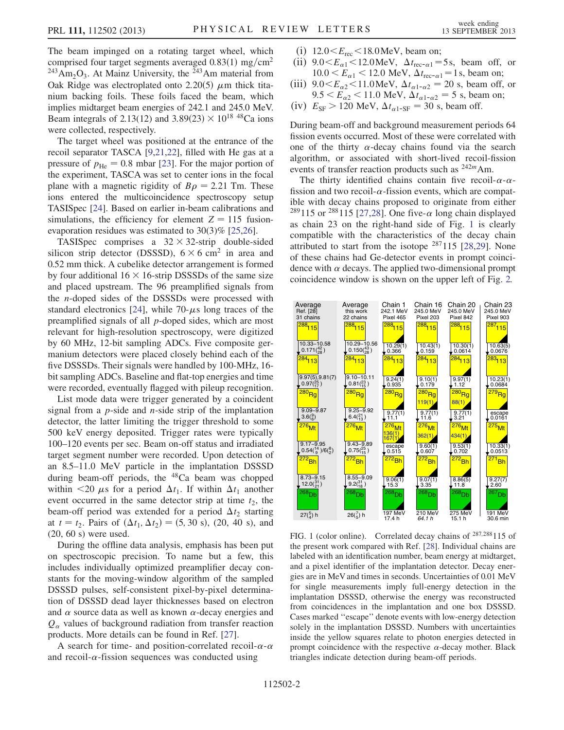The beam impinged on a rotating target wheel, which comprised four target segments averaged 0.83(1) mg/cm$^2$ $^{243}Am_2O_3$. At Mainz University, the $^{243}$Am material from Oak Ridge was electroplated onto 2.20(5) $\mu$m thick titanium backing foils. These foils faced the beam, which implies midtarget beam energies of 242.1 and 245.0 MeV. Beam integrals of 2.13(12) and 3.89(23) $\times 10^{18}$ $^{48}$Ca ions were collected, respectively.

The target wheel was positioned at the entrance of the recoil separator TASCA [9,21,22], filled with He gas at a pressure of $p_{He} = 0.8$ mbar [23]. For the major portion of the experiment, TASCA was set to center ions in the focal plane with a magnetic rigidity of $B\rho = 2.21$ Tm. These ions entered the multicoincidence spectroscopy setup TASISpec [24]. Based on earlier in-beam calibrations and simulations, the efficiency for element $Z = 115$ fusion-evaporation residues was estimated to 30(3)% [25,26].

TASISpec comprises a $32 \times 32$-strip double-sided silicon strip detector (DSSSD), $6 \times 6$ cm$^2$ in area and 0.52 mm thick. A cubelike detector arrangement is formed by four additional $16 \times 16$-strip DSSSDs of the same size and placed upstream. The 96 preamplified signals from the $n$-doped sides of the DSSSDs were processed with standard electronics [24], while 70-$\mu$s long traces of the preamplified signals of all $p$-doped sides, which are most relevant for high-resolution spectroscopy, were digitized by 60 MHz, 12-bit sampling ADCs. Five composite germanium detectors were placed closely behind each of the five DSSSDs. Their signals were handled by 100-MHz, 16-bit sampling ADCs. Baseline and flat-top energies and time were recorded, eventually flagged with pileup recognition.

List mode data were trigger generated by a coincident signal from a $p$-side and $n$-side strip of the implantation detector, the latter limiting the trigger threshold to some 500 keV energy deposited. Trigger rates were typically 100–120 events per sec. Beam on-off status and irradiated target segment number were recorded. Upon detection of an 8.5–11.0 MeV particle in the implantation DSSSD during beam-off periods, the $^{48}$Ca beam was chopped within $<20$ $\mu$s for a period $\Delta t_1$. If within $\Delta t_1$ another event occurred in the same detector strip at time $t_2$, the beam-off period was extended for a period $\Delta t_2$ starting at $t = t_2$. Pairs of $(\Delta t_1, \Delta t_2) = (5, 30\text{ s})$, (20, 40 s), and (20, 60 s) were used.

During the offline data analysis, emphasis has been put on spectroscopic precision. To name but a few, this includes individually optimized preamplifier decay constants for the moving-window algorithm of the sampled DSSSD pulses, self-consistent pixel-by-pixel determination of DSSSD dead layer thicknesses based on electron and $\alpha$ source data as well as known $\alpha$-decay energies and $Q_\alpha$ values of background radiation from transfer reaction products. More details can be found in Ref. [27].

A search for time- and position-correlated recoil-$\alpha$-$\alpha$ and recoil-$\alpha$-fission sequences was conducted using

(i) $12.0 < E_{rec} < 18.0$ MeV, beam on;
(ii) $9.0 < E_{\alpha 1} < 12.0$ MeV, $\Delta t_{rec\text{-}\alpha 1} = 5$ s, beam off, or $10.0 < E_{\alpha 1} < 12.0$ MeV, $\Delta t_{rec\text{-}\alpha 1} = 1$ s, beam on;
(iii) $9.0 < E_{\alpha 2} < 11.0$ MeV, $\Delta t_{\alpha 1\text{-}\alpha 2} = 20$ s, beam off, or $9.5 < E_{\alpha 2} < 11.0$ MeV, $\Delta t_{\alpha 1\text{-}\alpha 2} = 5$ s, beam on;
(iv) $E_{SF} > 120$ MeV, $\Delta t_{\alpha 1\text{-}SF} = 30$ s, beam off.

During beam-off and background measurement periods 64 fission events occurred. Most of these were correlated with one of the thirty $\alpha$-decay chains found via the search algorithm, or associated with short-lived recoil-fission events of transfer reaction products such as $^{242m}$Am.

The thirty identified chains contain five recoil-$\alpha$-$\alpha$-fission and two recoil-$\alpha$-fission events, which are compatible with decay chains proposed to originate from either $^{289}$115 or $^{288}$115 [27,28]. One five-$\alpha$ long chain displayed as chain 23 on the right-hand side of Fig. 1 is clearly compatible with the characteristics of the decay chain attributed to start from the isotope $^{287}$115 [28,29]. None of these chains had Ge-detector events in prompt coincidence with $\alpha$ decays. The applied two-dimensional prompt coincidence window is shown on the upper left of Fig. 2.

| Average Ref. [28] 31 chains | Average this work 22 chains | Chain 1 242.1 MeV Pixel 465 | Chain 16 245.0 MeV Pixel 203 | Chain 20 245.0 MeV Pixel 842 | Chain 23 245.0 MeV Pixel 903 |
|---|---|---|---|---|---|
| $^{288}$115 | $^{288}$115 | $^{288}$115 | $^{288}$115 | $^{288}$115 | $^{287}$115 |
| 10.33–10.58; $0.171(^{42}_{28})$ | 10.29–10.56; $0.150(^{43}_{28})$ | 10.29(1); 0.366 | 10.43(1); 0.159 | 10.30(1); 0.0614 | 10.63(5); 0.0676 |
| $^{284}$113 | $^{284}$113 | $^{284}$113 | $^{284}$113 | $^{284}$113 | $^{283}$113 |
| 9.97(5),9.81(7); $0.97(^{25}_{17})$ | 9.10–10.11; $0.81(^{23}_{15})$ | 9.24(1); 0.935 | 9.10(1); 0.179 | 9.97(1); 1.12 | 10.23(1); 0.0684 |
| $^{280}$Rg | $^{280}$Rg | $^{280}$Rg | $^{280}$Rg 119(1) | $^{280}$Rg 88(1) | $^{279}$Rg |
| 9.09–9.87; $3.6(^{8}_{6})$ | 9.25–9.92; $6.4(^{21}_{13})$ | 9.77(1); 11.1 | 9.77(1); 11.6 | 9.77(1); 3.21 | escape; 0.0161 |
| $^{276}$Mt | $^{276}$Mt | $^{276}$Mt 136(1) 167(1) | $^{276}$Mt 362(1) | $^{276}$Mt 434(1) | $^{275}$Mt |
| 9.17–9.95; $0.54(^{14}_{9})/6(^{8}_{2})$ | 9.43–9.89; $0.75(^{25}_{15})$ | escape; 0.515 | 9.60(1); 0.607 | 9.53(1); 0.702 | 10.33(1); 0.0513 |
| $^{272}$Bh | $^{272}$Bh | $^{272}$Bh | $^{272}$Bh | $^{272}$Bh | $^{271}$Bh |
| 8.73–9.15; $12.0(^{31}_{21})$ | 8.55–9.09; $9.2(^{31}_{18})$ | 9.06(1); 15.3 | 9.07(1); 3.35 | 8.86(5); 11.8 | 9.27(7); 2.60 |
| $^{268}$Db | $^{268}$Db | $^{268}$Db | $^{268}$Db | $^{268}$Db | $^{267}$Db |
| $27(^{5}_{4})$ h | $26(^{7}_{5})$ h | 197 MeV; 17.4 h | 210 MeV; 64.1 h | 275 MeV; 15.1 h | 191 MeV; 30.6 min |

FIG. 1 (color online). Correlated decay chains of $^{287,288}$115 of the present work compared with Ref. [28]. Individual chains are labeled with an identification number, beam energy at midtarget, and a pixel identifier of the implantation detector. Decay energies are in MeV and times in seconds. Uncertainties of 0.01 MeV for single measurements imply full-energy detection in the implantation DSSSD, otherwise the energy was reconstructed from coincidences in the implantation and one box DSSSD. Cases marked "escape" denote events with low-energy detection solely in the implantation DSSSD. Numbers with uncertainties inside the yellow squares relate to photon energies detected in prompt coincidence with the respective $\alpha$-decay mother. Black triangles indicate detection during beam-off periods.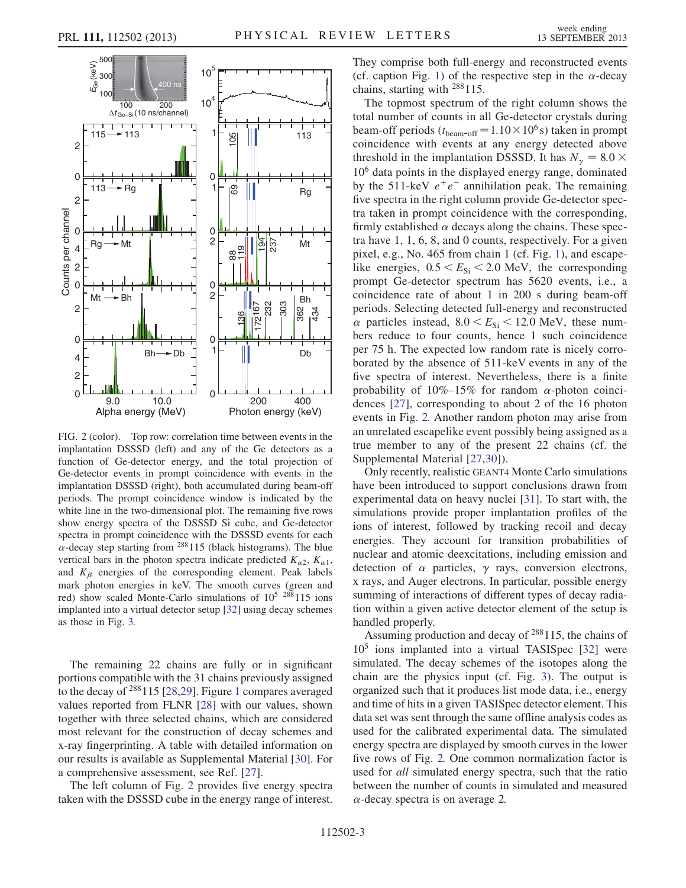FIG. 2 (color). Top row: correlation time between events in the implantation DSSSD (left) and any of the Ge detectors as a function of Ge-detector energy, and the total projection of Ge-detector events in prompt coincidence with events in the implantation DSSSD (right), both accumulated during beam-off periods. The prompt coincidence window is indicated by the white line in the two-dimensional plot. The remaining five rows show energy spectra of the DSSSD Si cube, and Ge-detector spectra in prompt coincidence with the DSSSD events for each $\alpha$-decay step starting from $^{288}$115 (black histograms). The blue vertical bars in the photon spectra indicate predicted $K_{\alpha 2}$, $K_{\alpha 1}$, and $K_{\beta}$ energies of the corresponding element. Peak labels mark photon energies in keV. The smooth curves (green and red) show scaled Monte-Carlo simulations of $10^5$ $^{288}$115 ions implanted into a virtual detector setup [32] using decay schemes as those in Fig. 3.

The remaining 22 chains are fully or in significant portions compatible with the 31 chains previously assigned to the decay of $^{288}$115 [28,29]. Figure 1 compares averaged values reported from FLNR [28] with our values, shown together with three selected chains, which are considered most relevant for the construction of decay schemes and x-ray fingerprinting. A table with detailed information on our results is available as Supplemental Material [30]. For a comprehensive assessment, see Ref. [27].

The left column of Fig. 2 provides five energy spectra taken with the DSSSD cube in the energy range of interest. They comprise both full-energy and reconstructed events (cf. caption Fig. 1) of the respective step in the $\alpha$-decay chains, starting with $^{288}$115.

The topmost spectrum of the right column shows the total number of counts in all Ge-detector crystals during beam-off periods ($t_{\text{beam-off}} = 1.10 \times 10^6$ s) taken in prompt coincidence with events at any energy detected above threshold in the implantation DSSSD. It has $N_\gamma = 8.0 \times 10^6$ data points in the displayed energy range, dominated by the 511-keV $e^+e^-$ annihilation peak. The remaining five spectra in the right column provide Ge-detector spectra taken in prompt coincidence with the corresponding, firmly established $\alpha$ decays along the chains. These spectra have 1, 1, 6, 8, and 0 counts, respectively. For a given pixel, e.g., No. 465 from chain 1 (cf. Fig. 1), and escape-like energies, $0.5 < E_{\text{Si}} < 2.0$ MeV, the corresponding prompt Ge-detector spectrum has 5620 events, i.e., a coincidence rate of about 1 in 200 s during beam-off periods. Selecting detected full-energy and reconstructed $\alpha$ particles instead, $8.0 < E_{\text{Si}} < 12.0$ MeV, these numbers reduce to four counts, hence 1 such coincidence per 75 h. The expected low random rate is nicely corroborated by the absence of 511-keV events in any of the five spectra of interest. Nevertheless, there is a finite probability of 10%–15% for random $\alpha$-photon coincidences [27], corresponding to about 2 of the 16 photon events in Fig. 2. Another random photon may arise from an unrelated escapelike event possibly being assigned as a true member to any of the present 22 chains (cf. the Supplemental Material [27,30]).

Only recently, realistic GEANT4 Monte Carlo simulations have been introduced to support conclusions drawn from experimental data on heavy nuclei [31]. To start with, the simulations provide proper implantation profiles of the ions of interest, followed by tracking recoil and decay energies. They account for transition probabilities of nuclear and atomic deexcitations, including emission and detection of $\alpha$ particles, $\gamma$ rays, conversion electrons, x rays, and Auger electrons. In particular, possible energy summing of interactions of different types of decay radiation within a given active detector element of the setup is handled properly.

Assuming production and decay of $^{288}$115, the chains of $10^5$ ions implanted into a virtual TASISpec [32] were simulated. The decay schemes of the isotopes along the chain are the physics input (cf. Fig. 3). The output is organized such that it produces list mode data, i.e., energy and time of hits in a given TASISpec detector element. This data set was sent through the same offline analysis codes as used for the calibrated experimental data. The simulated energy spectra are displayed by smooth curves in the lower five rows of Fig. 2. One common normalization factor is used for *all* simulated energy spectra, such that the ratio between the number of counts in simulated and measured $\alpha$-decay spectra is on average 2.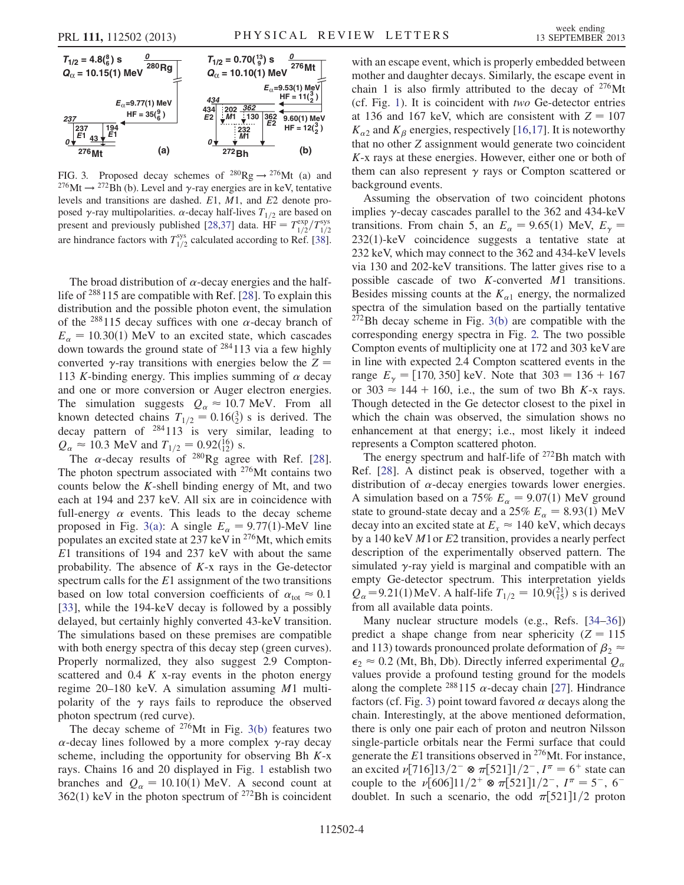FIG. 3. Proposed decay schemes of $^{280}$Rg $\rightarrow$ $^{276}$Mt (a) and $^{276}$Mt $\rightarrow$ $^{272}$Bh (b). Level and $\gamma$-ray energies are in keV, tentative levels and transitions are dashed. $E1$, $M1$, and $E2$ denote proposed $\gamma$-ray multipolarities. $\alpha$-decay half-lives $T_{1/2}$ are based on present and previously published [28,37] data. HF = $T_{1/2}^{\rm exp}/T_{1/2}^{\rm sys}$ are hindrance factors with $T_{1/2}^{\rm sys}$ calculated according to Ref. [38].

The broad distribution of $\alpha$-decay energies and the half-life of $^{288}$115 are compatible with Ref. [28]. To explain this distribution and the possible photon event, the simulation of the $^{288}$115 decay suffices with one $\alpha$-decay branch of $E_\alpha = 10.30(1)$ MeV to an excited state, which cascades down towards the ground state of $^{284}$113 via a few highly converted $\gamma$-ray transitions with energies below the $Z = 113$ $K$-binding energy. This implies summing of $\alpha$ decay and one or more conversion or Auger electron energies. The simulation suggests $Q_\alpha \approx 10.7$ MeV. From all known detected chains $T_{1/2} = 0.16(^{3}_{2})$ s is derived. The decay pattern of $^{284}$113 is very similar, leading to $Q_\alpha \approx 10.3$ MeV and $T_{1/2} = 0.92(^{16}_{12})$ s.

The $\alpha$-decay results of $^{280}$Rg agree with Ref. [28]. The photon spectrum associated with $^{276}$Mt contains two counts below the $K$-shell binding energy of Mt, and two each at 194 and 237 keV. All six are in coincidence with full-energy $\alpha$ events. This leads to the decay scheme proposed in Fig. 3(a): A single $E_\alpha = 9.77(1)$-MeV line populates an excited state at 237 keV in $^{276}$Mt, which emits $E1$ transitions of 194 and 237 keV with about the same probability. The absence of $K$-x rays in the Ge-detector spectrum calls for the $E1$ assignment of the two transitions based on low total conversion coefficients of $\alpha_{\rm tot} \approx 0.1$ [33], while the 194-keV decay is followed by a possibly delayed, but certainly highly converted 43-keV transition. The simulations based on these premises are compatible with both energy spectra of this decay step (green curves). Properly normalized, they also suggest 2.9 Compton-scattered and 0.4 $K$ x-ray events in the photon energy regime 20–180 keV. A simulation assuming $M1$ multipolarity of the $\gamma$ rays fails to reproduce the observed photon spectrum (red curve).

The decay scheme of $^{276}$Mt in Fig. 3(b) features two $\alpha$-decay lines followed by a more complex $\gamma$-ray decay scheme, including the opportunity for observing Bh $K$-x rays. Chains 16 and 20 displayed in Fig. 1 establish two branches and $Q_\alpha = 10.10(1)$ MeV. A second count at 362(1) keV in the photon spectrum of $^{272}$Bh is coincident with an escape event, which is properly embedded between mother and daughter decays. Similarly, the escape event in chain 1 is also firmly attributed to the decay of $^{276}$Mt (cf. Fig. 1). It is coincident with *two* Ge-detector entries at 136 and 167 keV, which are consistent with $Z = 107$ $K_{\alpha 2}$ and $K_\beta$ energies, respectively [16,17]. It is noteworthy that no other $Z$ assignment would generate two coincident $K$-x rays at these energies. However, either one or both of them can also represent $\gamma$ rays or Compton scattered or background events.

Assuming the observation of two coincident photons implies $\gamma$-decay cascades parallel to the 362 and 434-keV transitions. From chain 5, an $E_\alpha = 9.65(1)$ MeV, $E_\gamma = 232(1)$-keV coincidence suggests a tentative state at 232 keV, which may connect to the 362 and 434-keV levels via 130 and 202-keV transitions. The latter gives rise to a possible cascade of two $K$-converted $M1$ transitions. Besides missing counts at the $K_{\alpha 1}$ energy, the normalized spectra of the simulation based on the partially tentative $^{272}$Bh decay scheme in Fig. 3(b) are compatible with the corresponding energy spectra in Fig. 2. The two possible Compton events of multiplicity one at 172 and 303 keV are in line with expected 2.4 Compton scattered events in the range $E_\gamma = [170, 350]$ keV. Note that $303 = 136 + 167$ or $303 \approx 144 + 160$, i.e., the sum of two Bh $K$-x rays. Though detected in the Ge detector closest to the pixel in which the chain was observed, the simulation shows no enhancement at that energy; i.e., most likely it indeed represents a Compton scattered photon.

The energy spectrum and half-life of $^{272}$Bh match with Ref. [28]. A distinct peak is observed, together with a distribution of $\alpha$-decay energies towards lower energies. A simulation based on a 75% $E_\alpha = 9.07(1)$ MeV ground state to ground-state decay and a 25% $E_\alpha = 8.93(1)$ MeV decay into an excited state at $E_x \approx 140$ keV, which decays by a 140 keV $M1$ or $E2$ transition, provides a nearly perfect description of the experimentally observed pattern. The simulated $\gamma$-ray yield is marginal and compatible with an empty Ge-detector spectrum. This interpretation yields $Q_\alpha = 9.21(1)$ MeV. A half-life $T_{1/2} = 10.9(^{21}_{15})$ s is derived from all available data points.

Many nuclear structure models (e.g., Refs. [34–36]) predict a shape change from near sphericity ($Z = 115$ and 113) towards pronounced prolate deformation of $\beta_2 \approx \epsilon_2 \approx 0.2$ (Mt, Bh, Db). Directly inferred experimental $Q_\alpha$ values provide a profound testing ground for the models along the complete $^{288}$115 $\alpha$-decay chain [27]. Hindrance factors (cf. Fig. 3) point toward favored $\alpha$ decays along the chain. Interestingly, at the above mentioned deformation, there is only one pair each of proton and neutron Nilsson single-particle orbitals near the Fermi surface that could generate the $E1$ transitions observed in $^{276}$Mt. For instance, an excited $\nu[716]13/2^- \otimes \pi[521]1/2^-$, $I^\pi = 6^+$ state can couple to the $\nu[606]11/2^+ \otimes \pi[521]1/2^-$, $I^\pi = 5^-$, $6^-$ doublet. In such a scenario, the odd $\pi[521]1/2$ proton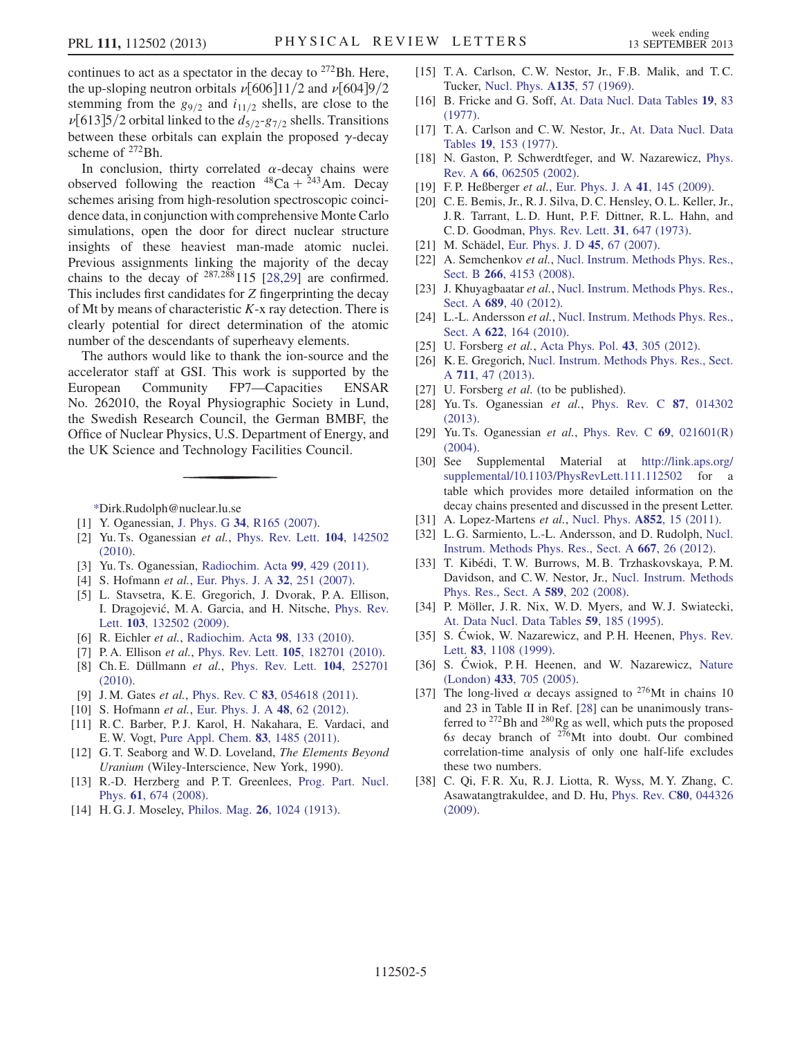continues to act as a spectator in the decay to $^{272}$Bh. Here, the up-sloping neutron orbitals $\nu[606]11/2$ and $\nu[604]9/2$ stemming from the $g_{9/2}$ and $i_{11/2}$ shells, are close to the $\nu[613]5/2$ orbital linked to the $d_{5/2}$-$g_{7/2}$ shells. Transitions between these orbitals can explain the proposed $\gamma$-decay scheme of $^{272}$Bh.

In conclusion, thirty correlated $\alpha$-decay chains were observed following the reaction $^{48}$Ca + $^{243}$Am. Decay schemes arising from high-resolution spectroscopic coincidence data, in conjunction with comprehensive Monte Carlo simulations, open the door for direct nuclear structure insights of these heaviest man-made atomic nuclei. Previous assignments linking the majority of the decay chains to the decay of $^{287,288}$115 [28,29] are confirmed. This includes first candidates for $Z$ fingerprinting the decay of Mt by means of characteristic $K$-x ray detection. There is clearly potential for direct determination of the atomic number of the descendants of superheavy elements.

The authors would like to thank the ion-source and the accelerator staff at GSI. This work is supported by the European Community FP7—Capacities ENSAR No. 262010, the Royal Physiographic Society in Lund, the Swedish Research Council, the German BMBF, the Office of Nuclear Physics, U.S. Department of Energy, and the UK Science and Technology Facilities Council.

---

*Dirk.Rudolph@nuclear.lu.se

[1] Y. Oganessian, J. Phys. G **34**, R165 (2007).

[2] Yu. Ts. Oganessian *et al.*, Phys. Rev. Lett. **104**, 142502 (2010).

[3] Yu. Ts. Oganessian, Radiochim. Acta **99**, 429 (2011).

[4] S. Hofmann *et al.*, Eur. Phys. J. A **32**, 251 (2007).

[5] L. Stavsetra, K. E. Gregorich, J. Dvorak, P. A. Ellison, I. Dragojević, M. A. Garcia, and H. Nitsche, Phys. Rev. Lett. **103**, 132502 (2009).

[6] R. Eichler *et al.*, Radiochim. Acta **98**, 133 (2010).

[7] P. A. Ellison *et al.*, Phys. Rev. Lett. **105**, 182701 (2010).

[8] Ch. E. Düllmann *et al.*, Phys. Rev. Lett. **104**, 252701 (2010).

[9] J. M. Gates *et al.*, Phys. Rev. C **83**, 054618 (2011).

[10] S. Hofmann *et al.*, Eur. Phys. J. A **48**, 62 (2012).

[11] R. C. Barber, P. J. Karol, H. Nakahara, E. Vardaci, and E. W. Vogt, Pure Appl. Chem. **83**, 1485 (2011).

[12] G. T. Seaborg and W. D. Loveland, *The Elements Beyond Uranium* (Wiley-Interscience, New York, 1990).

[13] R.-D. Herzberg and P. T. Greenlees, Prog. Part. Nucl. Phys. **61**, 674 (2008).

[14] H. G. J. Moseley, Philos. Mag. **26**, 1024 (1913).

[15] T. A. Carlson, C. W. Nestor, Jr., F. B. Malik, and T. C. Tucker, Nucl. Phys. **A135**, 57 (1969).

[16] B. Fricke and G. Soff, At. Data Nucl. Data Tables **19**, 83 (1977).

[17] T. A. Carlson and C. W. Nestor, Jr., At. Data Nucl. Data Tables **19**, 153 (1977).

[18] N. Gaston, P. Schwerdtfeger, and W. Nazarewicz, Phys. Rev. A **66**, 062505 (2002).

[19] F. P. Heßberger *et al.*, Eur. Phys. J. A **41**, 145 (2009).

[20] C. E. Bemis, Jr., R. J. Silva, D. C. Hensley, O. L. Keller, Jr., J. R. Tarrant, L. D. Hunt, P. F. Dittner, R. L. Hahn, and C. D. Goodman, Phys. Rev. Lett. **31**, 647 (1973).

[21] M. Schädel, Eur. Phys. J. D **45**, 67 (2007).

[22] A. Semchenkov *et al.*, Nucl. Instrum. Methods Phys. Res., Sect. B **266**, 4153 (2008).

[23] J. Khuyagbaatar *et al.*, Nucl. Instrum. Methods Phys. Res., Sect. A **689**, 40 (2012).

[24] L.-L. Andersson *et al.*, Nucl. Instrum. Methods Phys. Res., Sect. A **622**, 164 (2010).

[25] U. Forsberg *et al.*, Acta Phys. Pol. **43**, 305 (2012).

[26] K. E. Gregorich, Nucl. Instrum. Methods Phys. Res., Sect. A **711**, 47 (2013).

[27] U. Forsberg *et al.* (to be published).

[28] Yu. Ts. Oganessian *et al.*, Phys. Rev. C **87**, 014302 (2013).

[29] Yu. Ts. Oganessian *et al.*, Phys. Rev. C **69**, 021601(R) (2004).

[30] See Supplemental Material at http://link.aps.org/supplemental/10.1103/PhysRevLett.111.112502 for a table which provides more detailed information on the decay chains presented and discussed in the present Letter.

[31] A. Lopez-Martens *et al.*, Nucl. Phys. **A852**, 15 (2011).

[32] L. G. Sarmiento, L.-L. Andersson, and D. Rudolph, Nucl. Instrum. Methods Phys. Res., Sect. A **667**, 26 (2012).

[33] T. Kibédi, T. W. Burrows, M. B. Trzhaskovskaya, P. M. Davidson, and C. W. Nestor, Jr., Nucl. Instrum. Methods Phys. Res., Sect. A **589**, 202 (2008).

[34] P. Möller, J. R. Nix, W. D. Myers, and W. J. Swiatecki, At. Data Nucl. Data Tables **59**, 185 (1995).

[35] S. Ćwiok, W. Nazarewicz, and P. H. Heenen, Phys. Rev. Lett. **83**, 1108 (1999).

[36] S. Ćwiok, P. H. Heenen, and W. Nazarewicz, Nature (London) **433**, 705 (2005).

[37] The long-lived $\alpha$ decays assigned to $^{276}$Mt in chains 10 and 23 in Table II in Ref. [28] can be unanimously transferred to $^{272}$Bh and $^{280}$Rg as well, which puts the proposed $6s$ decay branch of $^{276}$Mt into doubt. Our combined correlation-time analysis of only one half-life excludes these two numbers.

[38] C. Qi, F. R. Xu, R. J. Liotta, R. Wyss, M. Y. Zhang, C. Asawatangtrakuldee, and D. Hu, Phys. Rev. C**80**, 044326 (2009).